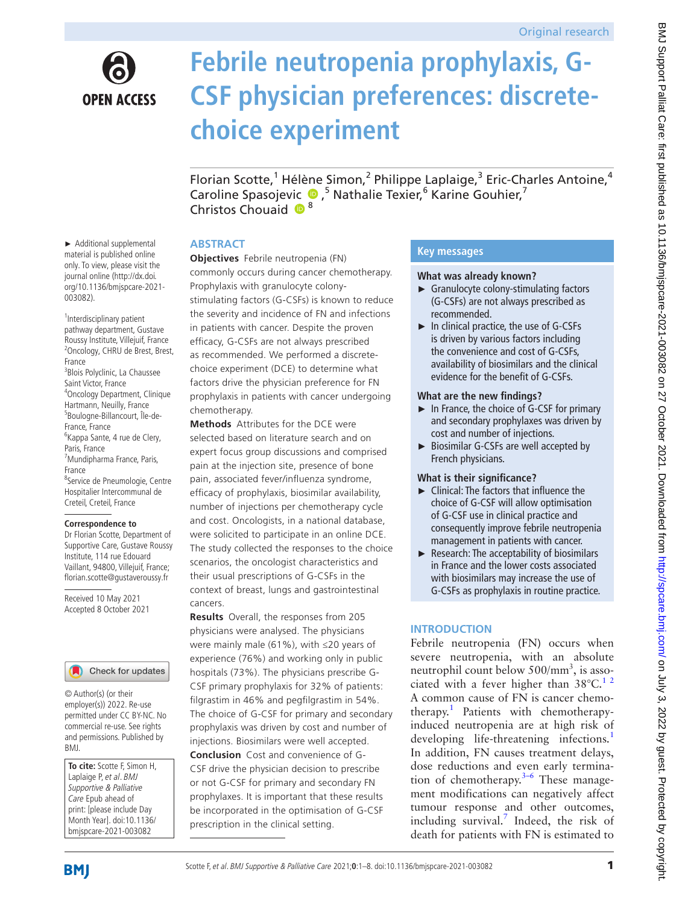# Febrile neutropenia prophylaxis, G-CSF physician preferences: discrete-choice experiment

Florian Scotte,[1] Hélène Simon,[2] Philippe Laplaige,[3] Eric-Charles Antoine,[4] Caroline Spasojevic,[5] Nathalie Texier,[6] Karine Gouhier,[7] Christos Chouaid[8]

► Additional supplemental material is published online only. To view, please visit the journal online (http://dx.doi.org/10.1136/bmjspcare-2021-003082).

[1]Interdisciplinary patient pathway department, Gustave Roussy Institute, Villejuif, France
[2]Oncology, CHRU de Brest, Brest, France
[3]Blois Polyclinic, La Chaussee Saint Victor, France
[4]Oncology Department, Clinique Hartmann, Neuilly, France
[5]Boulogne-Billancourt, Île-de-France, France
[6]Kappa Sante, 4 rue de Clery, Paris, France
[7]Mundipharma France, Paris, France
[8]Service de Pneumologie, Centre Hospitalier Intercommunal de Creteil, Creteil, France

**Correspondence to**
Dr Florian Scotte, Department of Supportive Care, Gustave Roussy Institute, 114 rue Edouard Vaillant, 94800, Villejuif, France; florian.scotte@gustaveroussy.fr

Received 10 May 2021
Accepted 8 October 2021

© Author(s) (or their employer(s)) 2022. Re-use permitted under CC BY-NC. No commercial re-use. See rights and permissions. Published by BMJ.

**To cite:** Scotte F, Simon H, Laplaige P, *et al*. *BMJ Supportive & Palliative Care* Epub ahead of print: [please include Day Month Year]. doi:10.1136/bmjspcare-2021-003082

## ABSTRACT

**Objectives** Febrile neutropenia (FN) commonly occurs during cancer chemotherapy. Prophylaxis with granulocyte colony-stimulating factors (G-CSFs) is known to reduce the severity and incidence of FN and infections in patients with cancer. Despite the proven efficacy, G-CSFs are not always prescribed as recommended. We performed a discrete-choice experiment (DCE) to determine what factors drive the physician preference for FN prophylaxis in patients with cancer undergoing chemotherapy.

**Methods** Attributes for the DCE were selected based on literature search and on expert focus group discussions and comprised pain at the injection site, presence of bone pain, associated fever/influenza syndrome, efficacy of prophylaxis, biosimilar availability, number of injections per chemotherapy cycle and cost. Oncologists, in a national database, were solicited to participate in an online DCE. The study collected the responses to the choice scenarios, the oncologist characteristics and their usual prescriptions of G-CSFs in the context of breast, lungs and gastrointestinal cancers.

**Results** Overall, the responses from 205 physicians were analysed. The physicians were mainly male (61%), with ≤20 years of experience (76%) and working only in public hospitals (73%). The physicians prescribe G-CSF primary prophylaxis for 32% of patients: filgrastim in 46% and pegfilgrastim in 54%. The choice of G-CSF for primary and secondary prophylaxis was driven by cost and number of injections. Biosimilars were well accepted.

**Conclusion** Cost and convenience of G-CSF drive the physician decision to prescribe or not G-CSF for primary and secondary FN prophylaxes. It is important that these results be incorporated in the optimisation of G-CSF prescription in the clinical setting.

## Key messages

**What was already known?**

- Granulocyte colony-stimulating factors (G-CSFs) are not always prescribed as recommended.
- In clinical practice, the use of G-CSFs is driven by various factors including the convenience and cost of G-CSFs, availability of biosimilars and the clinical evidence for the benefit of G-CSFs.

**What are the new findings?**

- In France, the choice of G-CSF for primary and secondary prophylaxes was driven by cost and number of injections.
- Biosimilar G-CSFs are well accepted by French physicians.

**What is their significance?**

- Clinical: The factors that influence the choice of G-CSF will allow optimisation of G-CSF use in clinical practice and consequently improve febrile neutropenia management in patients with cancer.
- Research: The acceptability of biosimilars in France and the lower costs associated with biosimilars may increase the use of G-CSFs as prophylaxis in routine practice.

## INTRODUCTION

Febrile neutropenia (FN) occurs when severe neutropenia, with an absolute neutrophil count below 500/mm$^3$, is associated with a fever higher than 38°C.[1,2] A common cause of FN is cancer chemotherapy.[1] Patients with chemotherapy-induced neutropenia are at high risk of developing life-threatening infections.[1] In addition, FN causes treatment delays, dose reductions and even early termination of chemotherapy.[3–6] These management modifications can negatively affect tumour response and other outcomes, including survival.[7] Indeed, the risk of death for patients with FN is estimated to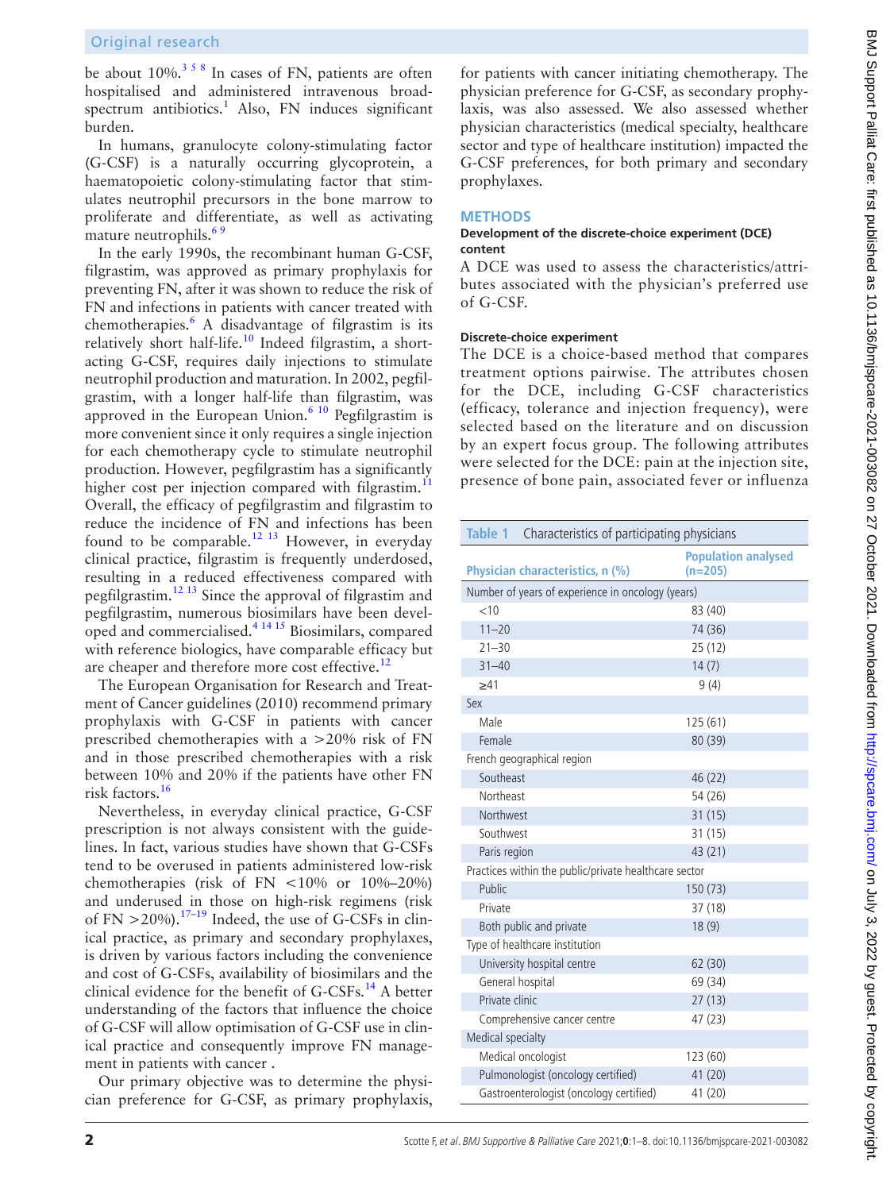be about 10%.[3 5 8] In cases of FN, patients are often hospitalised and administered intravenous broad-spectrum antibiotics.[1] Also, FN induces significant burden.

In humans, granulocyte colony-stimulating factor (G-CSF) is a naturally occurring glycoprotein, a haematopoietic colony-stimulating factor that stimulates neutrophil precursors in the bone marrow to proliferate and differentiate, as well as activating mature neutrophils.[6 9]

In the early 1990s, the recombinant human G-CSF, filgrastim, was approved as primary prophylaxis for preventing FN, after it was shown to reduce the risk of FN and infections in patients with cancer treated with chemotherapies.[6] A disadvantage of filgrastim is its relatively short half-life.[10] Indeed filgrastim, a short-acting G-CSF, requires daily injections to stimulate neutrophil production and maturation. In 2002, pegfilgrastim, with a longer half-life than filgrastim, was approved in the European Union.[6 10] Pegfilgrastim is more convenient since it only requires a single injection for each chemotherapy cycle to stimulate neutrophil production. However, pegfilgrastim has a significantly higher cost per injection compared with filgrastim.[11] Overall, the efficacy of pegfilgrastim and filgrastim to reduce the incidence of FN and infections has been found to be comparable.[12 13] However, in everyday clinical practice, filgrastim is frequently underdosed, resulting in a reduced effectiveness compared with pegfilgrastim.[12 13] Since the approval of filgrastim and pegfilgrastim, numerous biosimilars have been developed and commercialised.[4 14 15] Biosimilars, compared with reference biologics, have comparable efficacy but are cheaper and therefore more cost effective.[12]

The European Organisation for Research and Treatment of Cancer guidelines (2010) recommend primary prophylaxis with G-CSF in patients with cancer prescribed chemotherapies with a >20% risk of FN and in those prescribed chemotherapies with a risk between 10% and 20% if the patients have other FN risk factors.[16]

Nevertheless, in everyday clinical practice, G-CSF prescription is not always consistent with the guidelines. In fact, various studies have shown that G-CSFs tend to be overused in patients administered low-risk chemotherapies (risk of FN <10% or 10%–20%) and underused in those on high-risk regimens (risk of FN >20%).[17–19] Indeed, the use of G-CSFs in clinical practice, as primary and secondary prophylaxes, is driven by various factors including the convenience and cost of G-CSFs, availability of biosimilars and the clinical evidence for the benefit of G-CSFs.[14] A better understanding of the factors that influence the choice of G-CSF will allow optimisation of G-CSF use in clinical practice and consequently improve FN management in patients with cancer .

Our primary objective was to determine the physician preference for G-CSF, as primary prophylaxis, for patients with cancer initiating chemotherapy. The physician preference for G-CSF, as secondary prophylaxis, was also assessed. We also assessed whether physician characteristics (medical specialty, healthcare sector and type of healthcare institution) impacted the G-CSF preferences, for both primary and secondary prophylaxes.

## METHODS

### Development of the discrete-choice experiment (DCE) content

A DCE was used to assess the characteristics/attributes associated with the physician's preferred use of G-CSF.

### Discrete-choice experiment

The DCE is a choice-based method that compares treatment options pairwise. The attributes chosen for the DCE, including G-CSF characteristics (efficacy, tolerance and injection frequency), were selected based on the literature and on discussion by an expert focus group. The following attributes were selected for the DCE: pain at the injection site, presence of bone pain, associated fever or influenza

**Table 1** Characteristics of participating physicians

| Physician characteristics, n (%) | Population analysed (n=205) |
|---|---|
| Number of years of experience in oncology (years) | |
| <10 | 83 (40) |
| 11–20 | 74 (36) |
| 21–30 | 25 (12) |
| 31–40 | 14 (7) |
| ≥41 | 9 (4) |
| Sex | |
| Male | 125 (61) |
| Female | 80 (39) |
| French geographical region | |
| Southeast | 46 (22) |
| Northeast | 54 (26) |
| Northwest | 31 (15) |
| Southwest | 31 (15) |
| Paris region | 43 (21) |
| Practices within the public/private healthcare sector | |
| Public | 150 (73) |
| Private | 37 (18) |
| Both public and private | 18 (9) |
| Type of healthcare institution | |
| University hospital centre | 62 (30) |
| General hospital | 69 (34) |
| Private clinic | 27 (13) |
| Comprehensive cancer centre | 47 (23) |
| Medical specialty | |
| Medical oncologist | 123 (60) |
| Pulmonologist (oncology certified) | 41 (20) |
| Gastroenterologist (oncology certified) | 41 (20) |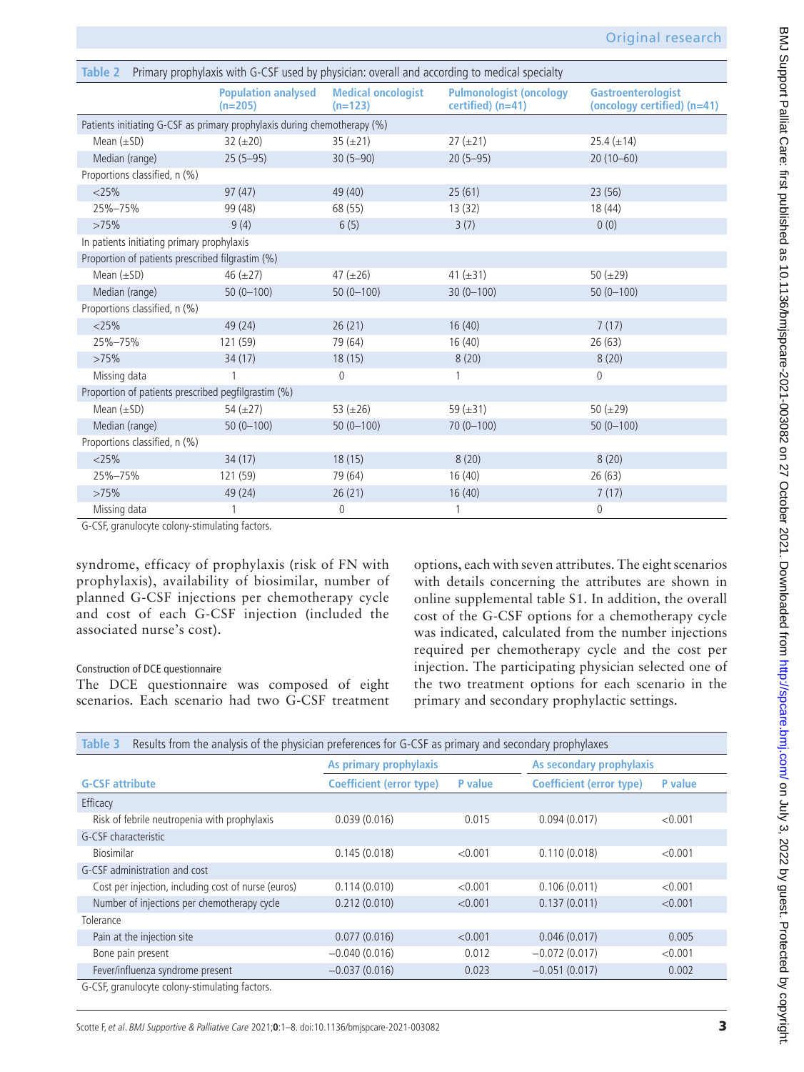**Table 2** Primary prophylaxis with G-CSF used by physician: overall and according to medical specialty

| | Population analysed (n=205) | Medical oncologist (n=123) | Pulmonologist (oncology certified) (n=41) | Gastroenterologist (oncology certified) (n=41) |
|---|---|---|---|---|
| Patients initiating G-CSF as primary prophylaxis during chemotherapy (%) | | | | |
| Mean (±SD) | 32 (±20) | 35 (±21) | 27 (±21) | 25.4 (±14) |
| Median (range) | 25 (5–95) | 30 (5–90) | 20 (5–95) | 20 (10–60) |
| Proportions classified, n (%) | | | | |
| <25% | 97 (47) | 49 (40) | 25 (61) | 23 (56) |
| 25%–75% | 99 (48) | 68 (55) | 13 (32) | 18 (44) |
| >75% | 9 (4) | 6 (5) | 3 (7) | 0 (0) |
| In patients initiating primary prophylaxis | | | | |
| Proportion of patients prescribed filgrastim (%) | | | | |
| Mean (±SD) | 46 (±27) | 47 (±26) | 41 (±31) | 50 (±29) |
| Median (range) | 50 (0–100) | 50 (0–100) | 30 (0–100) | 50 (0–100) |
| Proportions classified, n (%) | | | | |
| <25% | 49 (24) | 26 (21) | 16 (40) | 7 (17) |
| 25%–75% | 121 (59) | 79 (64) | 16 (40) | 26 (63) |
| >75% | 34 (17) | 18 (15) | 8 (20) | 8 (20) |
| Missing data | 1 | 0 | 1 | 0 |
| Proportion of patients prescribed pegfilgrastim (%) | | | | |
| Mean (±SD) | 54 (±27) | 53 (±26) | 59 (±31) | 50 (±29) |
| Median (range) | 50 (0–100) | 50 (0–100) | 70 (0–100) | 50 (0–100) |
| Proportions classified, n (%) | | | | |
| <25% | 34 (17) | 18 (15) | 8 (20) | 8 (20) |
| 25%–75% | 121 (59) | 79 (64) | 16 (40) | 26 (63) |
| >75% | 49 (24) | 26 (21) | 16 (40) | 7 (17) |
| Missing data | 1 | 0 | 1 | 0 |

G-CSF, granulocyte colony-stimulating factors.

syndrome, efficacy of prophylaxis (risk of FN with prophylaxis), availability of biosimilar, number of planned G-CSF injections per chemotherapy cycle and cost of each G-CSF injection (included the associated nurse's cost).

#### Construction of DCE questionnaire

The DCE questionnaire was composed of eight scenarios. Each scenario had two G-CSF treatment options, each with seven attributes. The eight scenarios with details concerning the attributes are shown in online supplemental table S1. In addition, the overall cost of the G-CSF options for a chemotherapy cycle was indicated, calculated from the number injections required per chemotherapy cycle and the cost per injection. The participating physician selected one of the two treatment options for each scenario in the primary and secondary prophylactic settings.

**Table 3** Results from the analysis of the physician preferences for G-CSF as primary and secondary prophylaxes

| | As primary prophylaxis | | As secondary prophylaxis | |
|---|---|---|---|---|
| **G-CSF attribute** | **Coefficient (error type)** | **P value** | **Coefficient (error type)** | **P value** |
| Efficacy | | | | |
| Risk of febrile neutropenia with prophylaxis | 0.039 (0.016) | 0.015 | 0.094 (0.017) | <0.001 |
| G-CSF characteristic | | | | |
| Biosimilar | 0.145 (0.018) | <0.001 | 0.110 (0.018) | <0.001 |
| G-CSF administration and cost | | | | |
| Cost per injection, including cost of nurse (euros) | 0.114 (0.010) | <0.001 | 0.106 (0.011) | <0.001 |
| Number of injections per chemotherapy cycle | 0.212 (0.010) | <0.001 | 0.137 (0.011) | <0.001 |
| Tolerance | | | | |
| Pain at the injection site | 0.077 (0.016) | <0.001 | 0.046 (0.017) | 0.005 |
| Bone pain present | −0.040 (0.016) | 0.012 | −0.072 (0.017) | <0.001 |
| Fever/influenza syndrome present | −0.037 (0.016) | 0.023 | −0.051 (0.017) | 0.002 |

G-CSF, granulocyte colony-stimulating factors.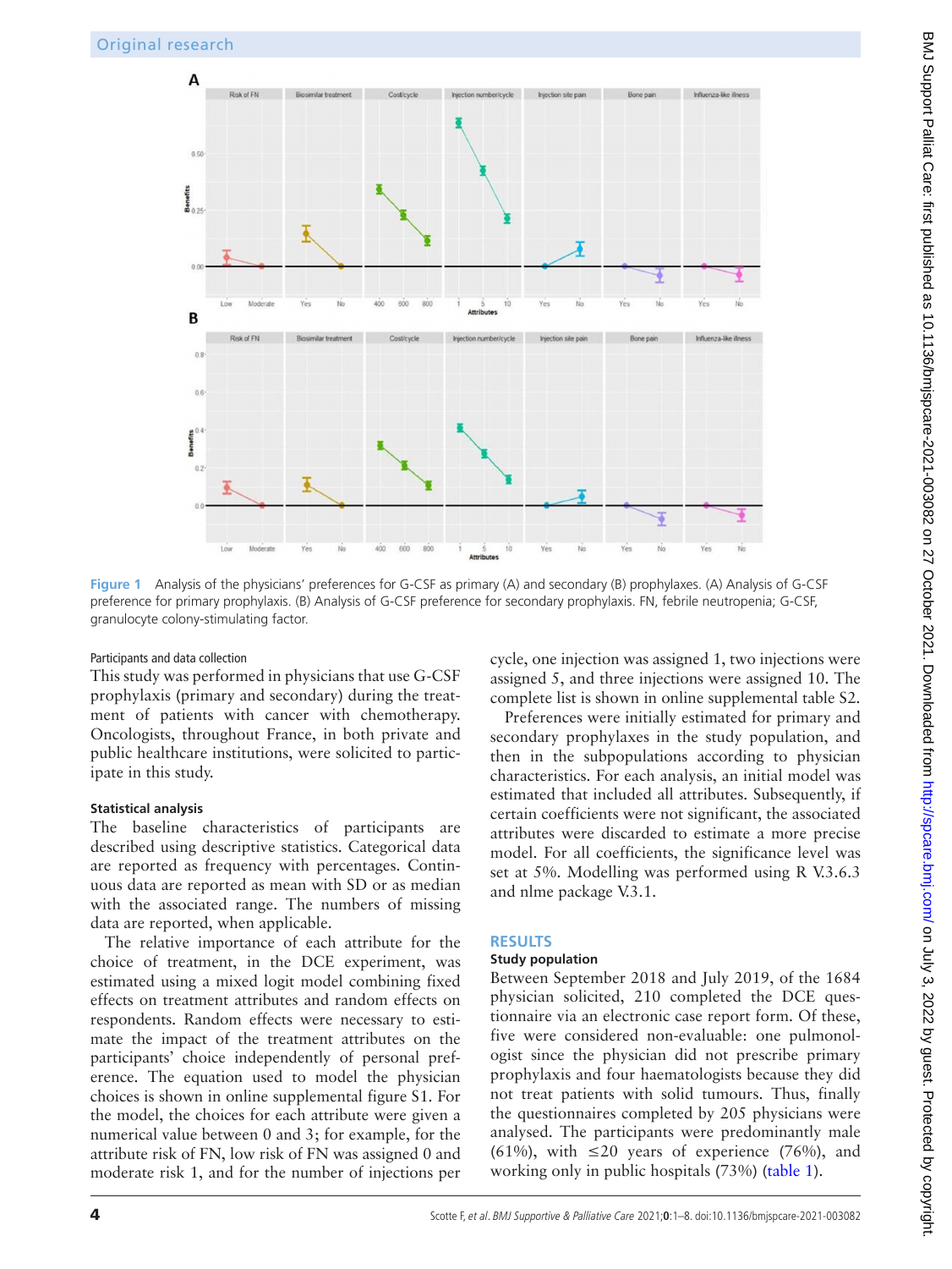Figure 1 Analysis of the physicians' preferences for G-CSF as primary (A) and secondary (B) prophylaxes. (A) Analysis of G-CSF preference for primary prophylaxis. (B) Analysis of G-CSF preference for secondary prophylaxis. FN, febrile neutropenia; G-CSF, granulocyte colony-stimulating factor.

#### Participants and data collection

This study was performed in physicians that use G-CSF prophylaxis (primary and secondary) during the treatment of patients with cancer with chemotherapy. Oncologists, throughout France, in both private and public healthcare institutions, were solicited to participate in this study.

### Statistical analysis

The baseline characteristics of participants are described using descriptive statistics. Categorical data are reported as frequency with percentages. Continuous data are reported as mean with SD or as median with the associated range. The numbers of missing data are reported, when applicable.

The relative importance of each attribute for the choice of treatment, in the DCE experiment, was estimated using a mixed logit model combining fixed effects on treatment attributes and random effects on respondents. Random effects were necessary to estimate the impact of the treatment attributes on the participants' choice independently of personal preference. The equation used to model the physician choices is shown in online supplemental figure S1. For the model, the choices for each attribute were given a numerical value between 0 and 3; for example, for the attribute risk of FN, low risk of FN was assigned 0 and moderate risk 1, and for the number of injections per cycle, one injection was assigned 1, two injections were assigned 5, and three injections were assigned 10. The complete list is shown in online supplemental table S2.

Preferences were initially estimated for primary and secondary prophylaxes in the study population, and then in the subpopulations according to physician characteristics. For each analysis, an initial model was estimated that included all attributes. Subsequently, if certain coefficients were not significant, the associated attributes were discarded to estimate a more precise model. For all coefficients, the significance level was set at 5%. Modelling was performed using R V.3.6.3 and nlme package V.3.1.

## RESULTS

### Study population

Between September 2018 and July 2019, of the 1684 physician solicited, 210 completed the DCE questionnaire via an electronic case report form. Of these, five were considered non-evaluable: one pulmonologist since the physician did not prescribe primary prophylaxis and four haematologists because they did not treat patients with solid tumours. Thus, finally the questionnaires completed by 205 physicians were analysed. The participants were predominantly male (61%), with ≤20 years of experience (76%), and working only in public hospitals (73%) (table 1).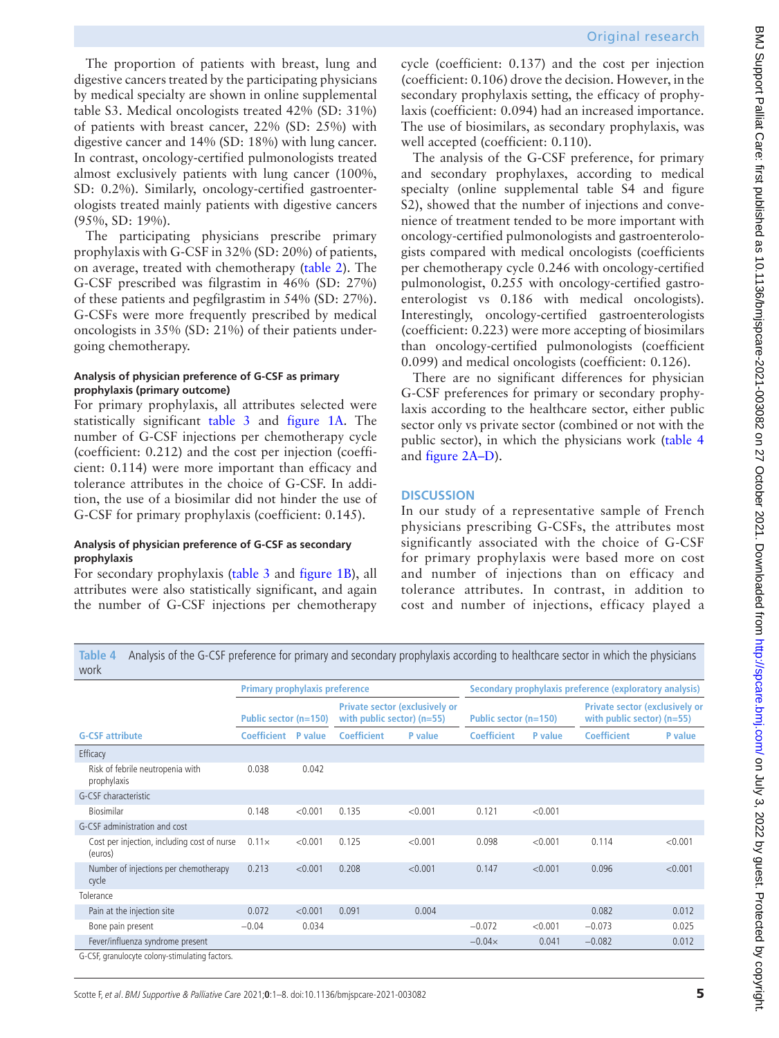The proportion of patients with breast, lung and digestive cancers treated by the participating physicians by medical specialty are shown in online supplemental table S3. Medical oncologists treated 42% (SD: 31%) of patients with breast cancer, 22% (SD: 25%) with digestive cancer and 14% (SD: 18%) with lung cancer. In contrast, oncology-certified pulmonologists treated almost exclusively patients with lung cancer (100%, SD: 0.2%). Similarly, oncology-certified gastroenterologists treated mainly patients with digestive cancers (95%, SD: 19%).

The participating physicians prescribe primary prophylaxis with G-CSF in 32% (SD: 20%) of patients, on average, treated with chemotherapy (table 2). The G-CSF prescribed was filgrastim in 46% (SD: 27%) of these patients and pegfilgrastim in 54% (SD: 27%). G-CSFs were more frequently prescribed by medical oncologists in 35% (SD: 21%) of their patients undergoing chemotherapy.

#### Analysis of physician preference of G-CSF as primary prophylaxis (primary outcome)

For primary prophylaxis, all attributes selected were statistically significant table 3 and figure 1A. The number of G-CSF injections per chemotherapy cycle (coefficient: 0.212) and the cost per injection (coefficient: 0.114) were more important than efficacy and tolerance attributes in the choice of G-CSF. In addition, the use of a biosimilar did not hinder the use of G-CSF for primary prophylaxis (coefficient: 0.145).

#### Analysis of physician preference of G-CSF as secondary prophylaxis

For secondary prophylaxis (table 3 and figure 1B), all attributes were also statistically significant, and again the number of G-CSF injections per chemotherapy cycle (coefficient: 0.137) and the cost per injection (coefficient: 0.106) drove the decision. However, in the secondary prophylaxis setting, the efficacy of prophylaxis (coefficient: 0.094) had an increased importance. The use of biosimilars, as secondary prophylaxis, was well accepted (coefficient: 0.110).

The analysis of the G-CSF preference, for primary and secondary prophylaxes, according to medical specialty (online supplemental table S4 and figure S2), showed that the number of injections and convenience of treatment tended to be more important with oncology-certified pulmonologists and gastroenterologists compared with medical oncologists (coefficients per chemotherapy cycle 0.246 with oncology-certified pulmonologist, 0.255 with oncology-certified gastroenterologist vs 0.186 with medical oncologists). Interestingly, oncology-certified gastroenterologists (coefficient: 0.223) were more accepting of biosimilars than oncology-certified pulmonologists (coefficient 0.099) and medical oncologists (coefficient: 0.126).

There are no significant differences for physician G-CSF preferences for primary or secondary prophylaxis according to the healthcare sector, either public sector only vs private sector (combined or not with the public sector), in which the physicians work (table 4 and figure 2A–D).

## DISCUSSION

In our study of a representative sample of French physicians prescribing G-CSFs, the attributes most significantly associated with the choice of G-CSF for primary prophylaxis were based more on cost and number of injections than on efficacy and tolerance attributes. In contrast, in addition to cost and number of injections, efficacy played a

**Table 4** Analysis of the G-CSF preference for primary and secondary prophylaxis according to healthcare sector in which the physicians work

| | Primary prophylaxis preference | | | | Secondary prophylaxis preference (exploratory analysis) | | | |
|---|---|---|---|---|---|---|---|---|
| | Public sector (n=150) | | Private sector (exclusively or with public sector) (n=55) | | Public sector (n=150) | | Private sector (exclusively or with public sector) (n=55) | |
| G-CSF attribute | Coefficient | P value | Coefficient | P value | Coefficient | P value | Coefficient | P value |
| Efficacy | | | | | | | | |
| Risk of febrile neutropenia with prophylaxis | 0.038 | 0.042 | | | | | | |
| G-CSF characteristic | | | | | | | | |
| Biosimilar | 0.148 | <0.001 | 0.135 | <0.001 | 0.121 | <0.001 | | |
| G-CSF administration and cost | | | | | | | | |
| Cost per injection, including cost of nurse (euros) | 0.11× | <0.001 | 0.125 | <0.001 | 0.098 | <0.001 | 0.114 | <0.001 |
| Number of injections per chemotherapy cycle | 0.213 | <0.001 | 0.208 | <0.001 | 0.147 | <0.001 | 0.096 | <0.001 |
| Tolerance | | | | | | | | |
| Pain at the injection site | 0.072 | <0.001 | 0.091 | 0.004 | | | 0.082 | 0.012 |
| Bone pain present | −0.04 | 0.034 | | | −0.072 | <0.001 | −0.073 | 0.025 |
| Fever/influenza syndrome present | | | | | −0.04× | 0.041 | −0.082 | 0.012 |

G-CSF, granulocyte colony-stimulating factors.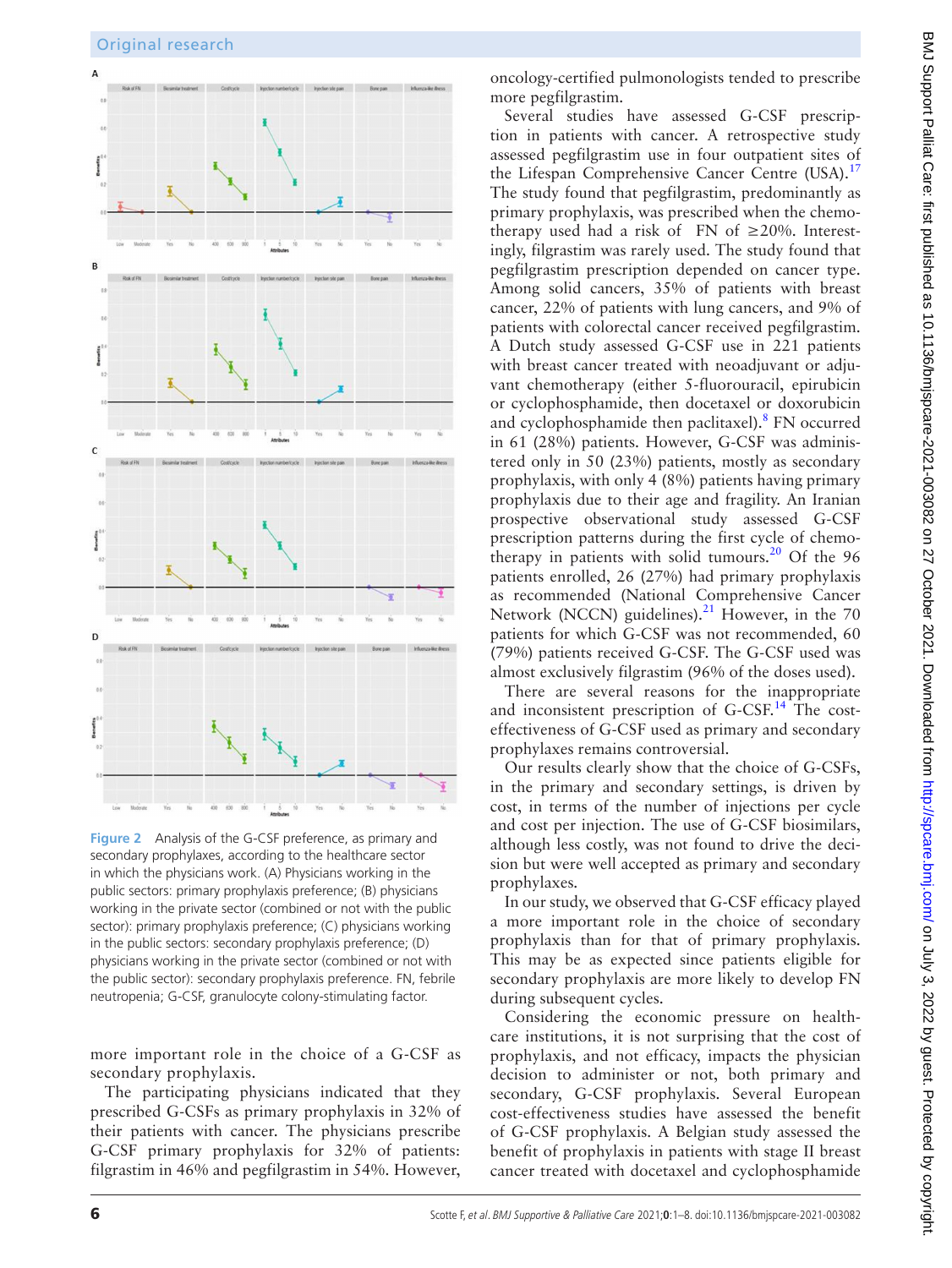Figure 2 Analysis of the G-CSF preference, as primary and secondary prophylaxes, according to the healthcare sector in which the physicians work. (A) Physicians working in the public sectors: primary prophylaxis preference; (B) physicians working in the private sector (combined or not with the public sector): primary prophylaxis preference; (C) physicians working in the public sectors: secondary prophylaxis preference; (D) physicians working in the private sector (combined or not with the public sector): secondary prophylaxis preference. FN, febrile neutropenia; G-CSF, granulocyte colony-stimulating factor.

more important role in the choice of a G-CSF as secondary prophylaxis.

The participating physicians indicated that they prescribed G-CSFs as primary prophylaxis in 32% of their patients with cancer. The physicians prescribe G-CSF primary prophylaxis for 32% of patients: filgrastim in 46% and pegfilgrastim in 54%. However, oncology-certified pulmonologists tended to prescribe more pegfilgrastim.

Several studies have assessed G-CSF prescription in patients with cancer. A retrospective study assessed pegfilgrastim use in four outpatient sites of the Lifespan Comprehensive Cancer Centre (USA).[17] The study found that pegfilgrastim, predominantly as primary prophylaxis, was prescribed when the chemotherapy used had a risk of FN of ≥20%. Interestingly, filgrastim was rarely used. The study found that pegfilgrastim prescription depended on cancer type. Among solid cancers, 35% of patients with breast cancer, 22% of patients with lung cancers, and 9% of patients with colorectal cancer received pegfilgrastim. A Dutch study assessed G-CSF use in 221 patients with breast cancer treated with neoadjuvant or adjuvant chemotherapy (either 5-fluorouracil, epirubicin or cyclophosphamide, then docetaxel or doxorubicin and cyclophosphamide then paclitaxel).[8] FN occurred in 61 (28%) patients. However, G-CSF was administered only in 50 (23%) patients, mostly as secondary prophylaxis, with only 4 (8%) patients having primary prophylaxis due to their age and fragility. An Iranian prospective observational study assessed G-CSF prescription patterns during the first cycle of chemotherapy in patients with solid tumours.[20] Of the 96 patients enrolled, 26 (27%) had primary prophylaxis as recommended (National Comprehensive Cancer Network (NCCN) guidelines).[21] However, in the 70 patients for which G-CSF was not recommended, 60 (79%) patients received G-CSF. The G-CSF used was almost exclusively filgrastim (96% of the doses used).

There are several reasons for the inappropriate and inconsistent prescription of G-CSF.[14] The cost-effectiveness of G-CSF used as primary and secondary prophylaxes remains controversial.

Our results clearly show that the choice of G-CSFs, in the primary and secondary settings, is driven by cost, in terms of the number of injections per cycle and cost per injection. The use of G-CSF biosimilars, although less costly, was not found to drive the decision but were well accepted as primary and secondary prophylaxes.

In our study, we observed that G-CSF efficacy played a more important role in the choice of secondary prophylaxis than for that of primary prophylaxis. This may be as expected since patients eligible for secondary prophylaxis are more likely to develop FN during subsequent cycles.

Considering the economic pressure on healthcare institutions, it is not surprising that the cost of prophylaxis, and not efficacy, impacts the physician decision to administer or not, both primary and secondary, G-CSF prophylaxis. Several European cost-effectiveness studies have assessed the benefit of G-CSF prophylaxis. A Belgian study assessed the benefit of prophylaxis in patients with stage II breast cancer treated with docetaxel and cyclophosphamide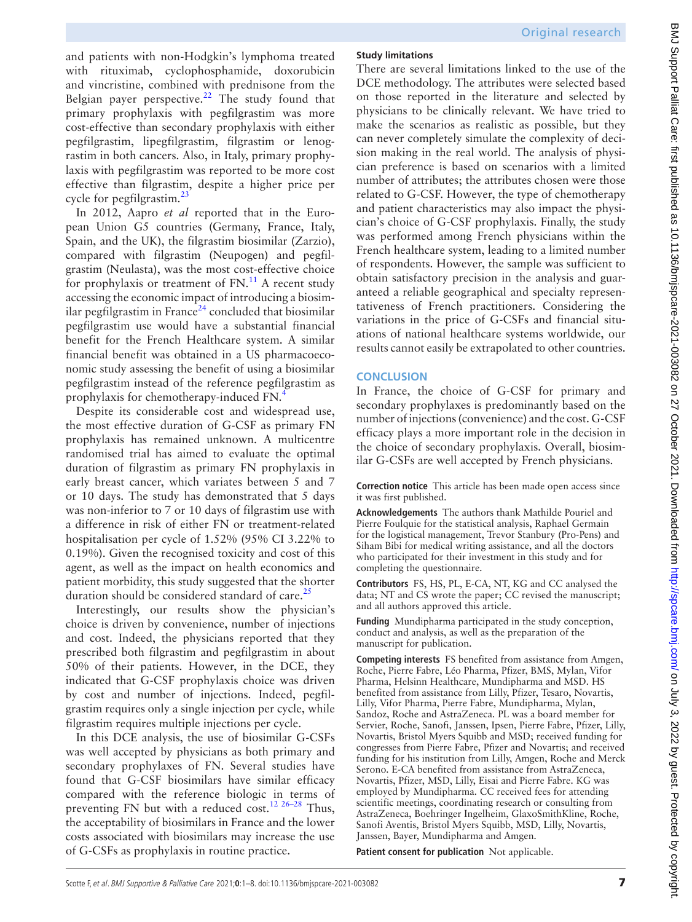and patients with non-Hodgkin's lymphoma treated with rituximab, cyclophosphamide, doxorubicin and vincristine, combined with prednisone from the Belgian payer perspective.[22] The study found that primary prophylaxis with pegfilgrastim was more cost-effective than secondary prophylaxis with either pegfilgrastim, lipegfilgrastim, filgrastim or lenograstim in both cancers. Also, in Italy, primary prophylaxis with pegfilgrastim was reported to be more cost effective than filgrastim, despite a higher price per cycle for pegfilgrastim.[23]

In 2012, Aapro *et al* reported that in the European Union G5 countries (Germany, France, Italy, Spain, and the UK), the filgrastim biosimilar (Zarzio), compared with filgrastim (Neupogen) and pegfilgrastim (Neulasta), was the most cost-effective choice for prophylaxis or treatment of FN.[11] A recent study accessing the economic impact of introducing a biosimilar pegfilgrastim in France[24] concluded that biosimilar pegfilgrastim use would have a substantial financial benefit for the French Healthcare system. A similar financial benefit was obtained in a US pharmacoeconomic study assessing the benefit of using a biosimilar pegfilgrastim instead of the reference pegfilgrastim as prophylaxis for chemotherapy-induced FN.[4]

Despite its considerable cost and widespread use, the most effective duration of G-CSF as primary FN prophylaxis has remained unknown. A multicentre randomised trial has aimed to evaluate the optimal duration of filgrastim as primary FN prophylaxis in early breast cancer, which variates between 5 and 7 or 10 days. The study has demonstrated that 5 days was non-inferior to 7 or 10 days of filgrastim use with a difference in risk of either FN or treatment-related hospitalisation per cycle of 1.52% (95% CI 3.22% to 0.19%). Given the recognised toxicity and cost of this agent, as well as the impact on health economics and patient morbidity, this study suggested that the shorter duration should be considered standard of care.[25]

Interestingly, our results show the physician's choice is driven by convenience, number of injections and cost. Indeed, the physicians reported that they prescribed both filgrastim and pegfilgrastim in about 50% of their patients. However, in the DCE, they indicated that G-CSF prophylaxis choice was driven by cost and number of injections. Indeed, pegfilgrastim requires only a single injection per cycle, while filgrastim requires multiple injections per cycle.

In this DCE analysis, the use of biosimilar G-CSFs was well accepted by physicians as both primary and secondary prophylaxes of FN. Several studies have found that G-CSF biosimilars have similar efficacy compared with the reference biologic in terms of preventing FN but with a reduced cost.[12 26–28] Thus, the acceptability of biosimilars in France and the lower costs associated with biosimilars may increase the use of G-CSFs as prophylaxis in routine practice.

### Study limitations

There are several limitations linked to the use of the DCE methodology. The attributes were selected based on those reported in the literature and selected by physicians to be clinically relevant. We have tried to make the scenarios as realistic as possible, but they can never completely simulate the complexity of decision making in the real world. The analysis of physician preference is based on scenarios with a limited number of attributes; the attributes chosen were those related to G-CSF. However, the type of chemotherapy and patient characteristics may also impact the physician's choice of G-CSF prophylaxis. Finally, the study was performed among French physicians within the French healthcare system, leading to a limited number of respondents. However, the sample was sufficient to obtain satisfactory precision in the analysis and guaranteed a reliable geographical and specialty representativeness of French practitioners. Considering the variations in the price of G-CSFs and financial situations of national healthcare systems worldwide, our results cannot easily be extrapolated to other countries.

## CONCLUSION

In France, the choice of G-CSF for primary and secondary prophylaxes is predominantly based on the number of injections (convenience) and the cost. G-CSF efficacy plays a more important role in the decision in the choice of secondary prophylaxis. Overall, biosimilar G-CSFs are well accepted by French physicians.

**Correction notice** This article has been made open access since it was first published.

**Acknowledgements** The authors thank Mathilde Pouriel and Pierre Foulquie for the statistical analysis, Raphael Germain for the logistical management, Trevor Stanbury (Pro-Pens) and Siham Bibi for medical writing assistance, and all the doctors who participated for their investment in this study and for completing the questionnaire.

**Contributors** FS, HS, PL, E-CA, NT, KG and CC analysed the data; NT and CS wrote the paper; CC revised the manuscript; and all authors approved this article.

**Funding** Mundipharma participated in the study conception, conduct and analysis, as well as the preparation of the manuscript for publication.

**Competing interests** FS benefited from assistance from Amgen, Roche, Pierre Fabre, Léo Pharma, Pfizer, BMS, Mylan, Vifor Pharma, Helsinn Healthcare, Mundipharma and MSD. HS benefited from assistance from Lilly, Pfizer, Tesaro, Novartis, Lilly, Vifor Pharma, Pierre Fabre, Mundipharma, Mylan, Sandoz, Roche and AstraZeneca. PL was a board member for Servier, Roche, Sanofi, Janssen, Ipsen, Pierre Fabre, Pfizer, Lilly, Novartis, Bristol Myers Squibb and MSD; received funding for congresses from Pierre Fabre, Pfizer and Novartis; and received funding for his institution from Lilly, Amgen, Roche and Merck Serono. E-CA benefited from assistance from AstraZeneca, Novartis, Pfizer, MSD, Lilly, Eisai and Pierre Fabre. KG was employed by Mundipharma. CC received fees for attending scientific meetings, coordinating research or consulting from AstraZeneca, Boehringer Ingelheim, GlaxoSmithKline, Roche, Sanofi Aventis, Bristol Myers Squibb, MSD, Lilly, Novartis, Janssen, Bayer, Mundipharma and Amgen.

**Patient consent for publication** Not applicable.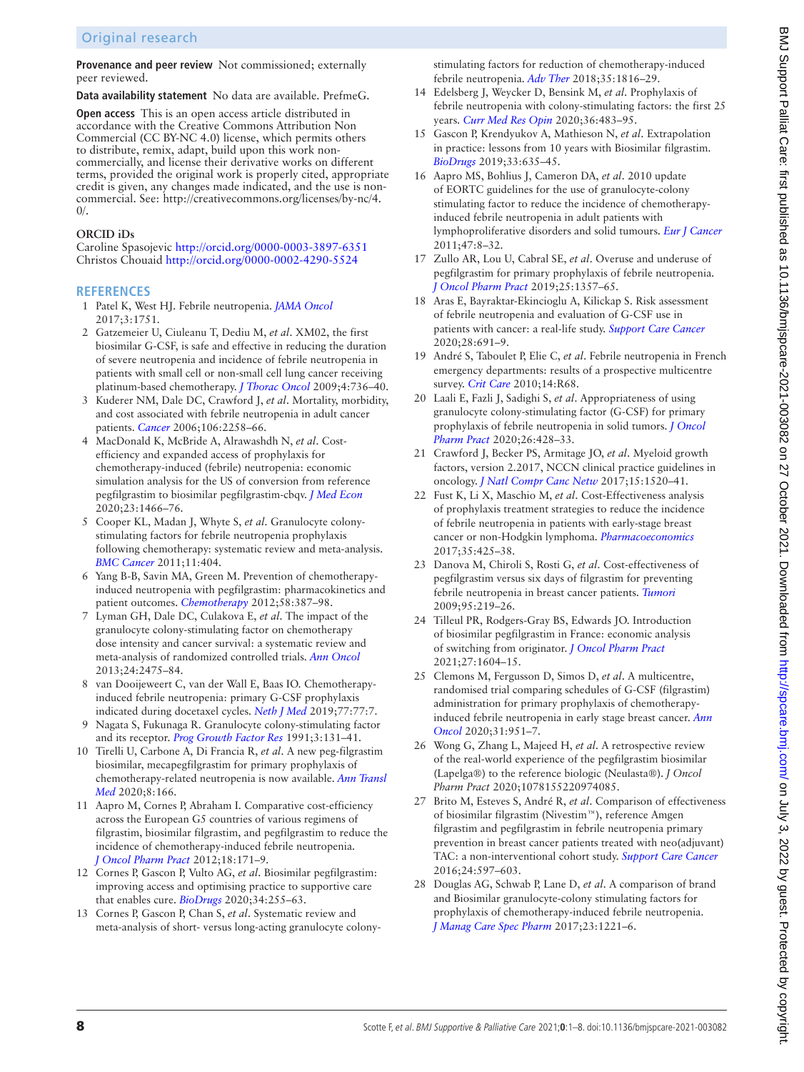**Provenance and peer review** Not commissioned; externally peer reviewed.

**Data availability statement** No data are available. PrefmeG.

**Open access** This is an open access article distributed in accordance with the Creative Commons Attribution Non Commercial (CC BY-NC 4.0) license, which permits others to distribute, remix, adapt, build upon this work non-commercially, and license their derivative works on different terms, provided the original work is properly cited, appropriate credit is given, any changes made indicated, and the use is non-commercial. See: http://creativecommons.org/licenses/by-nc/4.0/.

### ORCID iDs

Caroline Spasojevic http://orcid.org/0000-0003-3897-6351
Christos Chouaid http://orcid.org/0000-0002-4290-5524

## REFERENCES

1. Patel K, West HJ. Febrile neutropenia. *JAMA Oncol* 2017;3:1751.
2. Gatzemeier U, Ciuleanu T, Dediu M, *et al*. XM02, the first biosimilar G-CSF, is safe and effective in reducing the duration of severe neutropenia and incidence of febrile neutropenia in patients with small cell or non-small cell lung cancer receiving platinum-based chemotherapy. *J Thorac Oncol* 2009;4:736–40.
3. Kuderer NM, Dale DC, Crawford J, *et al*. Mortality, morbidity, and cost associated with febrile neutropenia in adult cancer patients. *Cancer* 2006;106:2258–66.
4. MacDonald K, McBride A, Alrawashdh N, *et al*. Cost-efficiency and expanded access of prophylaxis for chemotherapy-induced (febrile) neutropenia: economic simulation analysis for the US of conversion from reference pegfilgrastim to biosimilar pegfilgrastim-cbqv. *J Med Econ* 2020;23:1466–76.
5. Cooper KL, Madan J, Whyte S, *et al*. Granulocyte colony-stimulating factors for febrile neutropenia prophylaxis following chemotherapy: systematic review and meta-analysis. *BMC Cancer* 2011;11:404.
6. Yang B-B, Savin MA, Green M. Prevention of chemotherapy-induced neutropenia with pegfilgrastim: pharmacokinetics and patient outcomes. *Chemotherapy* 2012;58:387–98.
7. Lyman GH, Dale DC, Culakova E, *et al*. The impact of the granulocyte colony-stimulating factor on chemotherapy dose intensity and cancer survival: a systematic review and meta-analysis of randomized controlled trials. *Ann Oncol* 2013;24:2475–84.
8. van Dooijeweert C, van der Wall E, Baas IO. Chemotherapy-induced febrile neutropenia: primary G-CSF prophylaxis indicated during docetaxel cycles. *Neth J Med* 2019;77:77:7.
9. Nagata S, Fukunaga R. Granulocyte colony-stimulating factor and its receptor. *Prog Growth Factor Res* 1991;3:131–41.
10. Tirelli U, Carbone A, Di Francia R, *et al*. A new peg-filgrastim biosimilar, mecapegfilgrastim for primary prophylaxis of chemotherapy-related neutropenia is now available. *Ann Transl Med* 2020;8:166.
11. Aapro M, Cornes P, Abraham I. Comparative cost-efficiency across the European G5 countries of various regimens of filgrastim, biosimilar filgrastim, and pegfilgrastim to reduce the incidence of chemotherapy-induced febrile neutropenia. *J Oncol Pharm Pract* 2012;18:171–9.
12. Cornes P, Gascon P, Vulto AG, *et al*. Biosimilar pegfilgrastim: improving access and optimising practice to supportive care that enables cure. *BioDrugs* 2020;34:255–63.
13. Cornes P, Gascon P, Chan S, *et al*. Systematic review and meta-analysis of short- versus long-acting granulocyte colony-stimulating factors for reduction of chemotherapy-induced febrile neutropenia. *Adv Ther* 2018;35:1816–29.
14. Edelsberg J, Weycker D, Bensink M, *et al*. Prophylaxis of febrile neutropenia with colony-stimulating factors: the first 25 years. *Curr Med Res Opin* 2020;36:483–95.
15. Gascon P, Krendyukov A, Mathieson N, *et al*. Extrapolation in practice: lessons from 10 years with Biosimilar filgrastim. *BioDrugs* 2019;33:635–45.
16. Aapro MS, Bohlius J, Cameron DA, *et al*. 2010 update of EORTC guidelines for the use of granulocyte-colony stimulating factor to reduce the incidence of chemotherapy-induced febrile neutropenia in adult patients with lymphoproliferative disorders and solid tumours. *Eur J Cancer* 2011;47:8–32.
17. Zullo AR, Lou U, Cabral SE, *et al*. Overuse and underuse of pegfilgrastim for primary prophylaxis of febrile neutropenia. *J Oncol Pharm Pract* 2019;25:1357–65.
18. Aras E, Bayraktar-Ekincioglu A, Kilickap S. Risk assessment of febrile neutropenia and evaluation of G-CSF use in patients with cancer: a real-life study. *Support Care Cancer* 2020;28:691–9.
19. André S, Taboulet P, Elie C, *et al*. Febrile neutropenia in French emergency departments: results of a prospective multicentre survey. *Crit Care* 2010;14:R68.
20. Laali E, Fazli J, Sadighi S, *et al*. Appropriateness of using granulocyte colony-stimulating factor (G-CSF) for primary prophylaxis of febrile neutropenia in solid tumors. *J Oncol Pharm Pract* 2020;26:428–33.
21. Crawford J, Becker PS, Armitage JO, *et al*. Myeloid growth factors, version 2.2017, NCCN clinical practice guidelines in oncology. *J Natl Compr Canc Netw* 2017;15:1520–41.
22. Fust K, Li X, Maschio M, *et al*. Cost-Effectiveness analysis of prophylaxis treatment strategies to reduce the incidence of febrile neutropenia in patients with early-stage breast cancer or non-Hodgkin lymphoma. *Pharmacoeconomics* 2017;35:425–38.
23. Danova M, Chiroli S, Rosti G, *et al*. Cost-effectiveness of pegfilgrastim versus six days of filgrastim for preventing febrile neutropenia in breast cancer patients. *Tumori* 2009;95:219–26.
24. Tilleul PR, Rodgers-Gray BS, Edwards JO. Introduction of biosimilar pegfilgrastim in France: economic analysis of switching from originator. *J Oncol Pharm Pract* 2021;27:1604–15.
25. Clemons M, Fergusson D, Simos D, *et al*. A multicentre, randomised trial comparing schedules of G-CSF (filgrastim) administration for primary prophylaxis of chemotherapy-induced febrile neutropenia in early stage breast cancer. *Ann Oncol* 2020;31:951–7.
26. Wong G, Zhang L, Majeed H, *et al*. A retrospective review of the real-world experience of the pegfilgrastim biosimilar (Lapelga®) to the reference biologic (Neulasta®). *J Oncol Pharm Pract* 2020;1078155220974085.
27. Brito M, Esteves S, André R, *et al*. Comparison of effectiveness of biosimilar filgrastim (Nivestim™), reference Amgen filgrastim and pegfilgrastim in febrile neutropenia primary prevention in breast cancer patients treated with neo(adjuvant) TAC: a non-interventional cohort study. *Support Care Cancer* 2016;24:597–603.
28. Douglas AG, Schwab P, Lane D, *et al*. A comparison of brand and Biosimilar granulocyte-colony stimulating factors for prophylaxis of chemotherapy-induced febrile neutropenia. *J Manag Care Spec Pharm* 2017;23:1221–6.